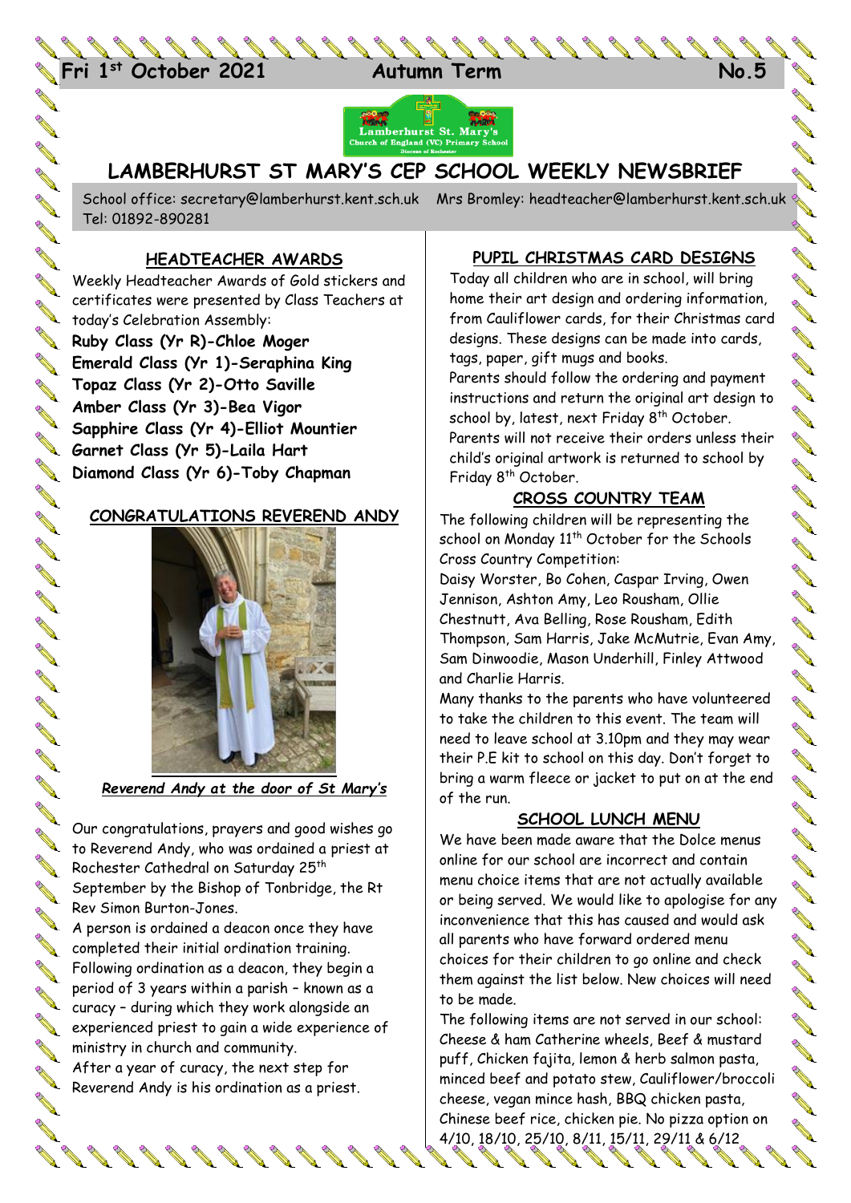Fri 1st October 2021 Autumn Term No.5

# LAMBERHURST ST MARY'S CEP SCHOOL WEEKLY NEWSBRIEF

School office: secretary@lamberhurst.kent.sch.uk Mrs Bromley: headteacher@lamberhurst.kent.sch.uk
Tel: 01892-890281

## HEADTEACHER AWARDS

Weekly Headteacher Awards of Gold stickers and certificates were presented by Class Teachers at today's Celebration Assembly:

**Ruby Class (Yr R)-Chloe Moger**
**Emerald Class (Yr 1)-Seraphina King**
**Topaz Class (Yr 2)-Otto Saville**
**Amber Class (Yr 3)-Bea Vigor**
**Sapphire Class (Yr 4)-Elliot Mountier**
**Garnet Class (Yr 5)-Laila Hart**
**Diamond Class (Yr 6)-Toby Chapman**

## CONGRATULATIONS REVEREND ANDY

***Reverend Andy at the door of St Mary's***

Our congratulations, prayers and good wishes go to Reverend Andy, who was ordained a priest at Rochester Cathedral on Saturday 25th September by the Bishop of Tonbridge, the Rt Rev Simon Burton-Jones.

A person is ordained a deacon once they have completed their initial ordination training. Following ordination as a deacon, they begin a period of 3 years within a parish – known as a curacy – during which they work alongside an experienced priest to gain a wide experience of ministry in church and community.

After a year of curacy, the next step for Reverend Andy is his ordination as a priest.

## PUPIL CHRISTMAS CARD DESIGNS

Today all children who are in school, will bring home their art design and ordering information, from Cauliflower cards, for their Christmas card designs. These designs can be made into cards, tags, paper, gift mugs and books.

Parents should follow the ordering and payment instructions and return the original art design to school by, latest, next Friday 8th October. Parents will not receive their orders unless their child's original artwork is returned to school by Friday 8th October.

## CROSS COUNTRY TEAM

The following children will be representing the school on Monday 11th October for the Schools Cross Country Competition:

Daisy Worster, Bo Cohen, Caspar Irving, Owen Jennison, Ashton Amy, Leo Rousham, Ollie Chestnutt, Ava Belling, Rose Rousham, Edith Thompson, Sam Harris, Jake McMutrie, Evan Amy, Sam Dinwoodie, Mason Underhill, Finley Attwood and Charlie Harris.

Many thanks to the parents who have volunteered to take the children to this event. The team will need to leave school at 3.10pm and they may wear their P.E kit to school on this day. Don't forget to bring a warm fleece or jacket to put on at the end of the run.

## SCHOOL LUNCH MENU

We have been made aware that the Dolce menus online for our school are incorrect and contain menu choice items that are not actually available or being served. We would like to apologise for any inconvenience that this has caused and would ask all parents who have forward ordered menu choices for their children to go online and check them against the list below. New choices will need to be made.

The following items are not served in our school: Cheese & ham Catherine wheels, Beef & mustard puff, Chicken fajita, lemon & herb salmon pasta, minced beef and potato stew, Cauliflower/broccoli cheese, vegan mince hash, BBQ chicken pasta, Chinese beef rice, chicken pie. No pizza option on 4/10, 18/10, 25/10, 8/11, 15/11, 29/11 & 6/12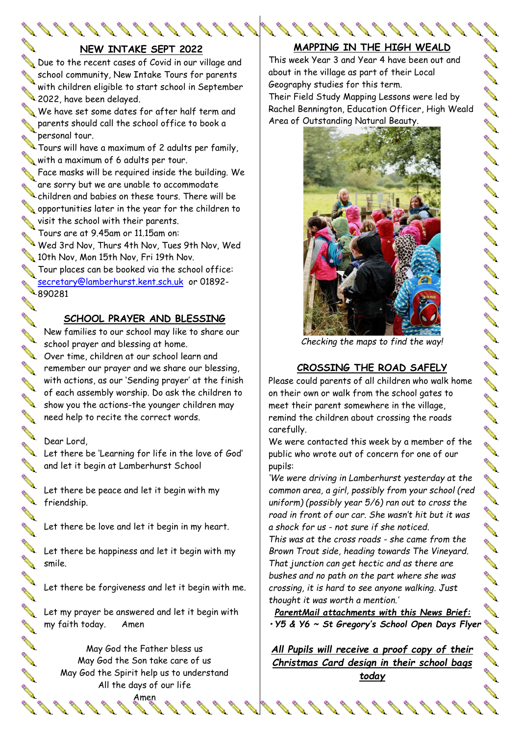## NEW INTAKE SEPT 2022

Due to the recent cases of Covid in our village and school community, New Intake Tours for parents with children eligible to start school in September 2022, have been delayed.

We have set some dates for after half term and parents should call the school office to book a personal tour.

Tours will have a maximum of 2 adults per family, with a maximum of 6 adults per tour.

Face masks will be required inside the building. We are sorry but we are unable to accommodate children and babies on these tours. There will be opportunities later in the year for the children to visit the school with their parents.

Tours are at 9.45am or 11.15am on:

Wed 3rd Nov, Thurs 4th Nov, Tues 9th Nov, Wed 10th Nov, Mon 15th Nov, Fri 19th Nov.

Tour places can be booked via the school office: secretary@lamberhurst.kent.sch.uk or 01892-890281

## SCHOOL PRAYER AND BLESSING

New families to our school may like to share our school prayer and blessing at home.

Over time, children at our school learn and remember our prayer and we share our blessing, with actions, as our 'Sending prayer' at the finish of each assembly worship. Do ask the children to show you the actions-the younger children may need help to recite the correct words.

Dear Lord,
Let there be 'Learning for life in the love of God' and let it begin at Lamberhurst School

Let there be peace and let it begin with my friendship.

Let there be love and let it begin in my heart.

Let there be happiness and let it begin with my smile.

Let there be forgiveness and let it begin with me.

Let my prayer be answered and let it begin with my faith today. Amen

May God the Father bless us
May God the Son take care of us
May God the Spirit help us to understand
All the days of our life
Amen

## MAPPING IN THE HIGH WEALD

This week Year 3 and Year 4 have been out and about in the village as part of their Local Geography studies for this term.

Their Field Study Mapping Lessons were led by Rachel Bennington, Education Officer, High Weald Area of Outstanding Natural Beauty.

*Checking the maps to find the way!*

## CROSSING THE ROAD SAFELY

Please could parents of all children who walk home on their own or walk from the school gates to meet their parent somewhere in the village, remind the children about crossing the roads carefully.

We were contacted this week by a member of the public who wrote out of concern for one of our pupils:

*'We were driving in Lamberhurst yesterday at the common area, a girl, possibly from your school (red uniform) (possibly year 5/6) ran out to cross the road in front of our car. She wasn't hit but it was a shock for us - not sure if she noticed.*
*This was at the cross roads - she came from the Brown Trout side, heading towards The Vineyard. That junction can get hectic and as there are bushes and no path on the part where she was crossing, it is hard to see anyone walking. Just thought it was worth a mention.'*

***ParentMail attachments with this News Brief:***

- ***Y5 & Y6 ~ St Gregory's School Open Days Flyer***

***All Pupils will receive a proof copy of their Christmas Card design in their school bags today***